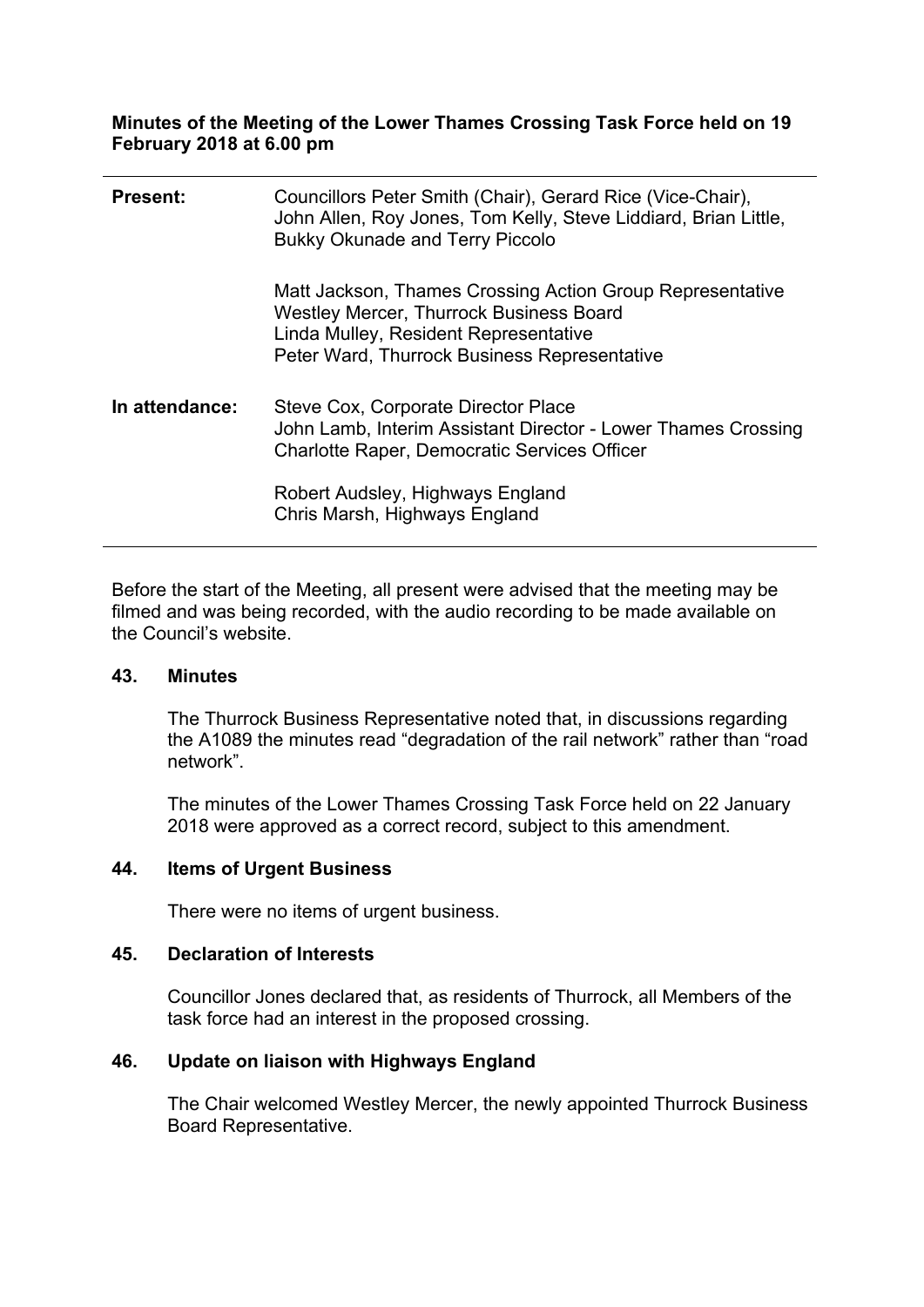**Minutes of the Meeting of the Lower Thames Crossing Task Force held on 19 February 2018 at 6.00 pm**

| | |
|---|---|
| **Present:** | Councillors Peter Smith (Chair), Gerard Rice (Vice-Chair), John Allen, Roy Jones, Tom Kelly, Steve Liddiard, Brian Little, Bukky Okunade and Terry Piccolo |
| | Matt Jackson, Thames Crossing Action Group Representative<br>Westley Mercer, Thurrock Business Board<br>Linda Mulley, Resident Representative<br>Peter Ward, Thurrock Business Representative |
| **In attendance:** | Steve Cox, Corporate Director Place<br>John Lamb, Interim Assistant Director - Lower Thames Crossing<br>Charlotte Raper, Democratic Services Officer |
| | Robert Audsley, Highways England<br>Chris Marsh, Highways England |

Before the start of the Meeting, all present were advised that the meeting may be filmed and was being recorded, with the audio recording to be made available on the Council's website.

## 43. Minutes

The Thurrock Business Representative noted that, in discussions regarding the A1089 the minutes read "degradation of the rail network" rather than "road network".

The minutes of the Lower Thames Crossing Task Force held on 22 January 2018 were approved as a correct record, subject to this amendment.

## 44. Items of Urgent Business

There were no items of urgent business.

## 45. Declaration of Interests

Councillor Jones declared that, as residents of Thurrock, all Members of the task force had an interest in the proposed crossing.

## 46. Update on liaison with Highways England

The Chair welcomed Westley Mercer, the newly appointed Thurrock Business Board Representative.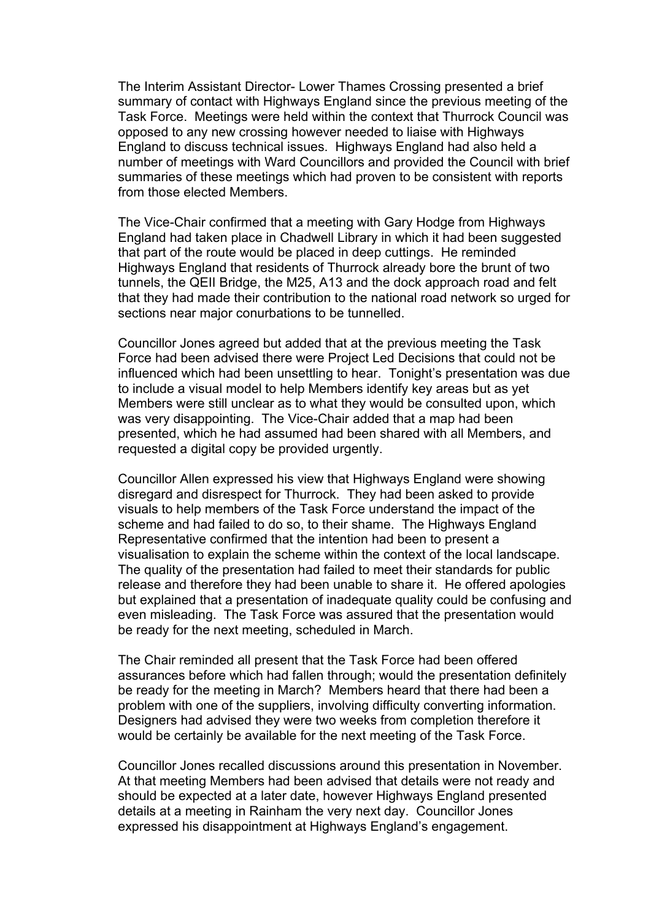The Interim Assistant Director- Lower Thames Crossing presented a brief summary of contact with Highways England since the previous meeting of the Task Force. Meetings were held within the context that Thurrock Council was opposed to any new crossing however needed to liaise with Highways England to discuss technical issues. Highways England had also held a number of meetings with Ward Councillors and provided the Council with brief summaries of these meetings which had proven to be consistent with reports from those elected Members.

The Vice-Chair confirmed that a meeting with Gary Hodge from Highways England had taken place in Chadwell Library in which it had been suggested that part of the route would be placed in deep cuttings. He reminded Highways England that residents of Thurrock already bore the brunt of two tunnels, the QEII Bridge, the M25, A13 and the dock approach road and felt that they had made their contribution to the national road network so urged for sections near major conurbations to be tunnelled.

Councillor Jones agreed but added that at the previous meeting the Task Force had been advised there were Project Led Decisions that could not be influenced which had been unsettling to hear. Tonight's presentation was due to include a visual model to help Members identify key areas but as yet Members were still unclear as to what they would be consulted upon, which was very disappointing. The Vice-Chair added that a map had been presented, which he had assumed had been shared with all Members, and requested a digital copy be provided urgently.

Councillor Allen expressed his view that Highways England were showing disregard and disrespect for Thurrock. They had been asked to provide visuals to help members of the Task Force understand the impact of the scheme and had failed to do so, to their shame. The Highways England Representative confirmed that the intention had been to present a visualisation to explain the scheme within the context of the local landscape. The quality of the presentation had failed to meet their standards for public release and therefore they had been unable to share it. He offered apologies but explained that a presentation of inadequate quality could be confusing and even misleading. The Task Force was assured that the presentation would be ready for the next meeting, scheduled in March.

The Chair reminded all present that the Task Force had been offered assurances before which had fallen through; would the presentation definitely be ready for the meeting in March? Members heard that there had been a problem with one of the suppliers, involving difficulty converting information. Designers had advised they were two weeks from completion therefore it would be certainly be available for the next meeting of the Task Force.

Councillor Jones recalled discussions around this presentation in November. At that meeting Members had been advised that details were not ready and should be expected at a later date, however Highways England presented details at a meeting in Rainham the very next day. Councillor Jones expressed his disappointment at Highways England's engagement.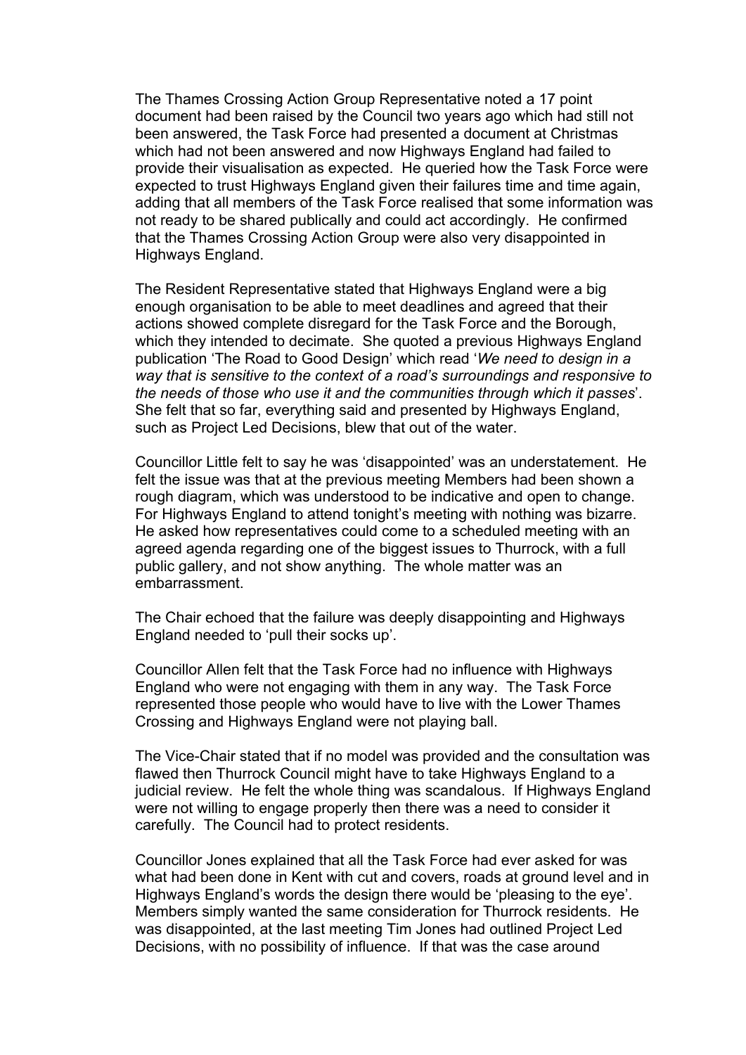The Thames Crossing Action Group Representative noted a 17 point document had been raised by the Council two years ago which had still not been answered, the Task Force had presented a document at Christmas which had not been answered and now Highways England had failed to provide their visualisation as expected. He queried how the Task Force were expected to trust Highways England given their failures time and time again, adding that all members of the Task Force realised that some information was not ready to be shared publically and could act accordingly. He confirmed that the Thames Crossing Action Group were also very disappointed in Highways England.

The Resident Representative stated that Highways England were a big enough organisation to be able to meet deadlines and agreed that their actions showed complete disregard for the Task Force and the Borough, which they intended to decimate. She quoted a previous Highways England publication 'The Road to Good Design' which read '*We need to design in a way that is sensitive to the context of a road's surroundings and responsive to the needs of those who use it and the communities through which it passes*'. She felt that so far, everything said and presented by Highways England, such as Project Led Decisions, blew that out of the water.

Councillor Little felt to say he was 'disappointed' was an understatement. He felt the issue was that at the previous meeting Members had been shown a rough diagram, which was understood to be indicative and open to change. For Highways England to attend tonight's meeting with nothing was bizarre. He asked how representatives could come to a scheduled meeting with an agreed agenda regarding one of the biggest issues to Thurrock, with a full public gallery, and not show anything. The whole matter was an embarrassment.

The Chair echoed that the failure was deeply disappointing and Highways England needed to 'pull their socks up'.

Councillor Allen felt that the Task Force had no influence with Highways England who were not engaging with them in any way. The Task Force represented those people who would have to live with the Lower Thames Crossing and Highways England were not playing ball.

The Vice-Chair stated that if no model was provided and the consultation was flawed then Thurrock Council might have to take Highways England to a judicial review. He felt the whole thing was scandalous. If Highways England were not willing to engage properly then there was a need to consider it carefully. The Council had to protect residents.

Councillor Jones explained that all the Task Force had ever asked for was what had been done in Kent with cut and covers, roads at ground level and in Highways England's words the design there would be 'pleasing to the eye'. Members simply wanted the same consideration for Thurrock residents. He was disappointed, at the last meeting Tim Jones had outlined Project Led Decisions, with no possibility of influence. If that was the case around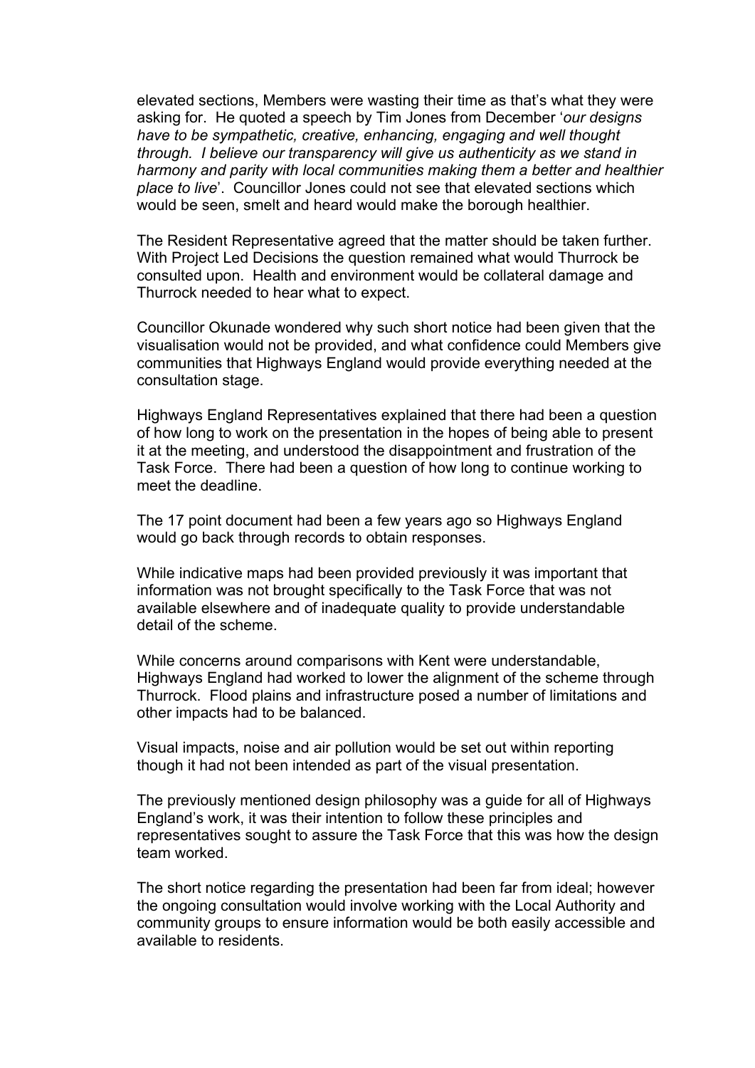elevated sections, Members were wasting their time as that's what they were asking for. He quoted a speech by Tim Jones from December '*our designs have to be sympathetic, creative, enhancing, engaging and well thought through. I believe our transparency will give us authenticity as we stand in harmony and parity with local communities making them a better and healthier place to live*'. Councillor Jones could not see that elevated sections which would be seen, smelt and heard would make the borough healthier.

The Resident Representative agreed that the matter should be taken further. With Project Led Decisions the question remained what would Thurrock be consulted upon. Health and environment would be collateral damage and Thurrock needed to hear what to expect.

Councillor Okunade wondered why such short notice had been given that the visualisation would not be provided, and what confidence could Members give communities that Highways England would provide everything needed at the consultation stage.

Highways England Representatives explained that there had been a question of how long to work on the presentation in the hopes of being able to present it at the meeting, and understood the disappointment and frustration of the Task Force. There had been a question of how long to continue working to meet the deadline.

The 17 point document had been a few years ago so Highways England would go back through records to obtain responses.

While indicative maps had been provided previously it was important that information was not brought specifically to the Task Force that was not available elsewhere and of inadequate quality to provide understandable detail of the scheme.

While concerns around comparisons with Kent were understandable, Highways England had worked to lower the alignment of the scheme through Thurrock. Flood plains and infrastructure posed a number of limitations and other impacts had to be balanced.

Visual impacts, noise and air pollution would be set out within reporting though it had not been intended as part of the visual presentation.

The previously mentioned design philosophy was a guide for all of Highways England's work, it was their intention to follow these principles and representatives sought to assure the Task Force that this was how the design team worked.

The short notice regarding the presentation had been far from ideal; however the ongoing consultation would involve working with the Local Authority and community groups to ensure information would be both easily accessible and available to residents.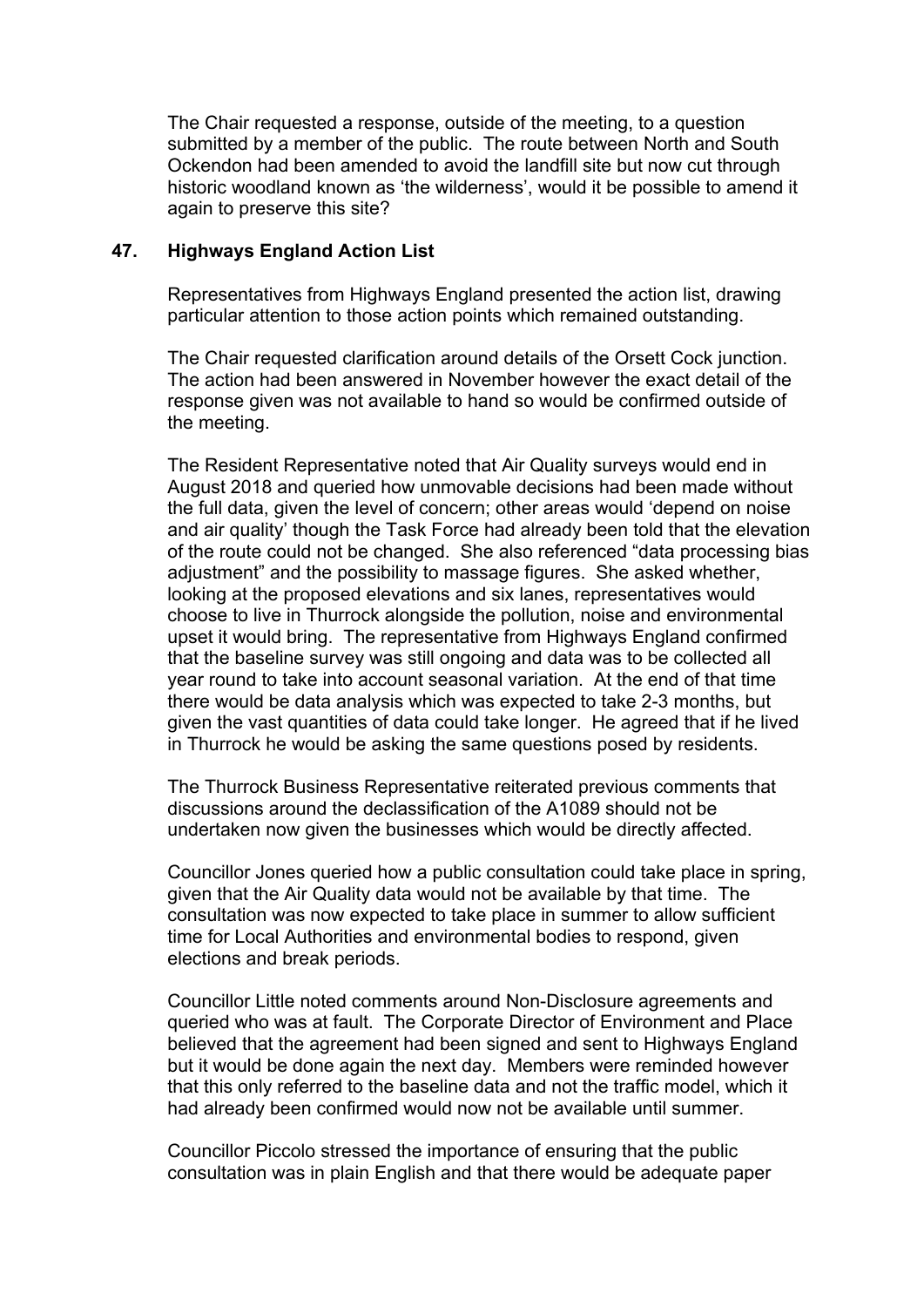The Chair requested a response, outside of the meeting, to a question submitted by a member of the public. The route between North and South Ockendon had been amended to avoid the landfill site but now cut through historic woodland known as 'the wilderness', would it be possible to amend it again to preserve this site?

## 47. Highways England Action List

Representatives from Highways England presented the action list, drawing particular attention to those action points which remained outstanding.

The Chair requested clarification around details of the Orsett Cock junction. The action had been answered in November however the exact detail of the response given was not available to hand so would be confirmed outside of the meeting.

The Resident Representative noted that Air Quality surveys would end in August 2018 and queried how unmovable decisions had been made without the full data, given the level of concern; other areas would 'depend on noise and air quality' though the Task Force had already been told that the elevation of the route could not be changed. She also referenced "data processing bias adjustment" and the possibility to massage figures. She asked whether, looking at the proposed elevations and six lanes, representatives would choose to live in Thurrock alongside the pollution, noise and environmental upset it would bring. The representative from Highways England confirmed that the baseline survey was still ongoing and data was to be collected all year round to take into account seasonal variation. At the end of that time there would be data analysis which was expected to take 2-3 months, but given the vast quantities of data could take longer. He agreed that if he lived in Thurrock he would be asking the same questions posed by residents.

The Thurrock Business Representative reiterated previous comments that discussions around the declassification of the A1089 should not be undertaken now given the businesses which would be directly affected.

Councillor Jones queried how a public consultation could take place in spring, given that the Air Quality data would not be available by that time. The consultation was now expected to take place in summer to allow sufficient time for Local Authorities and environmental bodies to respond, given elections and break periods.

Councillor Little noted comments around Non-Disclosure agreements and queried who was at fault. The Corporate Director of Environment and Place believed that the agreement had been signed and sent to Highways England but it would be done again the next day. Members were reminded however that this only referred to the baseline data and not the traffic model, which it had already been confirmed would now not be available until summer.

Councillor Piccolo stressed the importance of ensuring that the public consultation was in plain English and that there would be adequate paper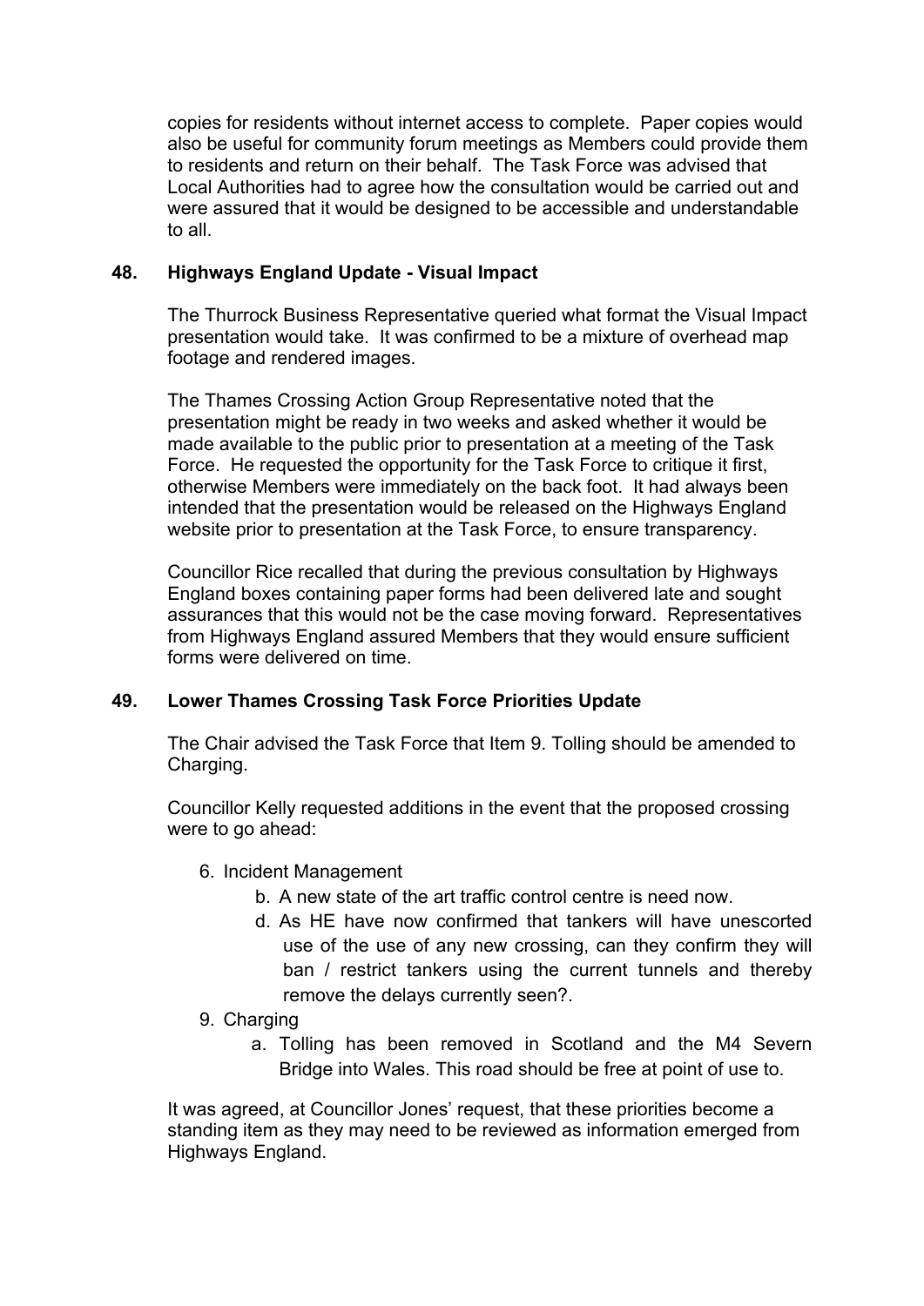copies for residents without internet access to complete. Paper copies would also be useful for community forum meetings as Members could provide them to residents and return on their behalf. The Task Force was advised that Local Authorities had to agree how the consultation would be carried out and were assured that it would be designed to be accessible and understandable to all.

## 48. Highways England Update - Visual Impact

The Thurrock Business Representative queried what format the Visual Impact presentation would take. It was confirmed to be a mixture of overhead map footage and rendered images.

The Thames Crossing Action Group Representative noted that the presentation might be ready in two weeks and asked whether it would be made available to the public prior to presentation at a meeting of the Task Force. He requested the opportunity for the Task Force to critique it first, otherwise Members were immediately on the back foot. It had always been intended that the presentation would be released on the Highways England website prior to presentation at the Task Force, to ensure transparency.

Councillor Rice recalled that during the previous consultation by Highways England boxes containing paper forms had been delivered late and sought assurances that this would not be the case moving forward. Representatives from Highways England assured Members that they would ensure sufficient forms were delivered on time.

## 49. Lower Thames Crossing Task Force Priorities Update

The Chair advised the Task Force that Item 9. Tolling should be amended to Charging.

Councillor Kelly requested additions in the event that the proposed crossing were to go ahead:

6. Incident Management
   b. A new state of the art traffic control centre is need now.
   d. As HE have now confirmed that tankers will have unescorted use of the use of any new crossing, can they confirm they will ban / restrict tankers using the current tunnels and thereby remove the delays currently seen?.
9. Charging
   a. Tolling has been removed in Scotland and the M4 Severn Bridge into Wales. This road should be free at point of use to.

It was agreed, at Councillor Jones' request, that these priorities become a standing item as they may need to be reviewed as information emerged from Highways England.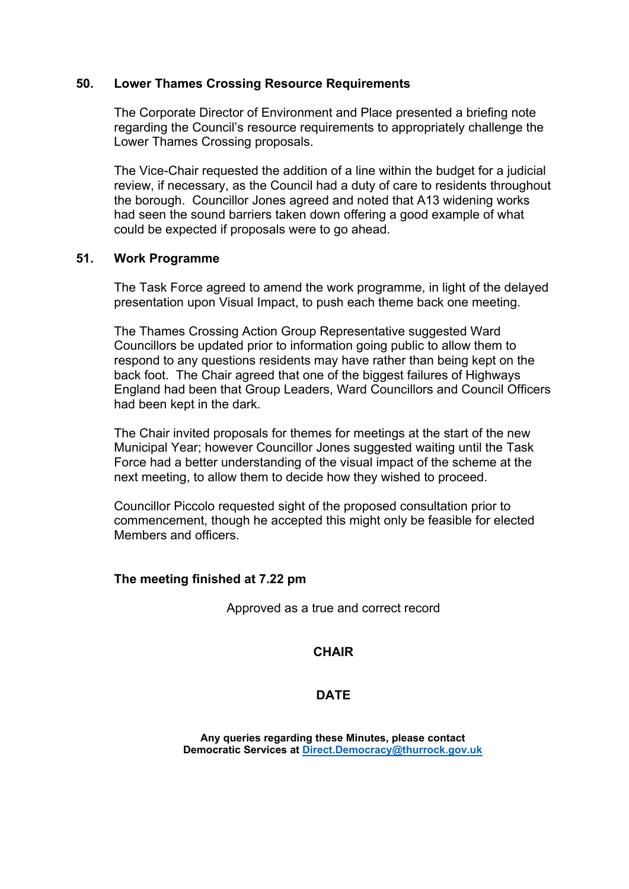## 50. Lower Thames Crossing Resource Requirements

The Corporate Director of Environment and Place presented a briefing note regarding the Council's resource requirements to appropriately challenge the Lower Thames Crossing proposals.

The Vice-Chair requested the addition of a line within the budget for a judicial review, if necessary, as the Council had a duty of care to residents throughout the borough. Councillor Jones agreed and noted that A13 widening works had seen the sound barriers taken down offering a good example of what could be expected if proposals were to go ahead.

## 51. Work Programme

The Task Force agreed to amend the work programme, in light of the delayed presentation upon Visual Impact, to push each theme back one meeting.

The Thames Crossing Action Group Representative suggested Ward Councillors be updated prior to information going public to allow them to respond to any questions residents may have rather than being kept on the back foot. The Chair agreed that one of the biggest failures of Highways England had been that Group Leaders, Ward Councillors and Council Officers had been kept in the dark.

The Chair invited proposals for themes for meetings at the start of the new Municipal Year; however Councillor Jones suggested waiting until the Task Force had a better understanding of the visual impact of the scheme at the next meeting, to allow them to decide how they wished to proceed.

Councillor Piccolo requested sight of the proposed consultation prior to commencement, though he accepted this might only be feasible for elected Members and officers.

**The meeting finished at 7.22 pm**

Approved as a true and correct record

**CHAIR**

**DATE**

**Any queries regarding these Minutes, please contact Democratic Services at Direct.Democracy@thurrock.gov.uk**